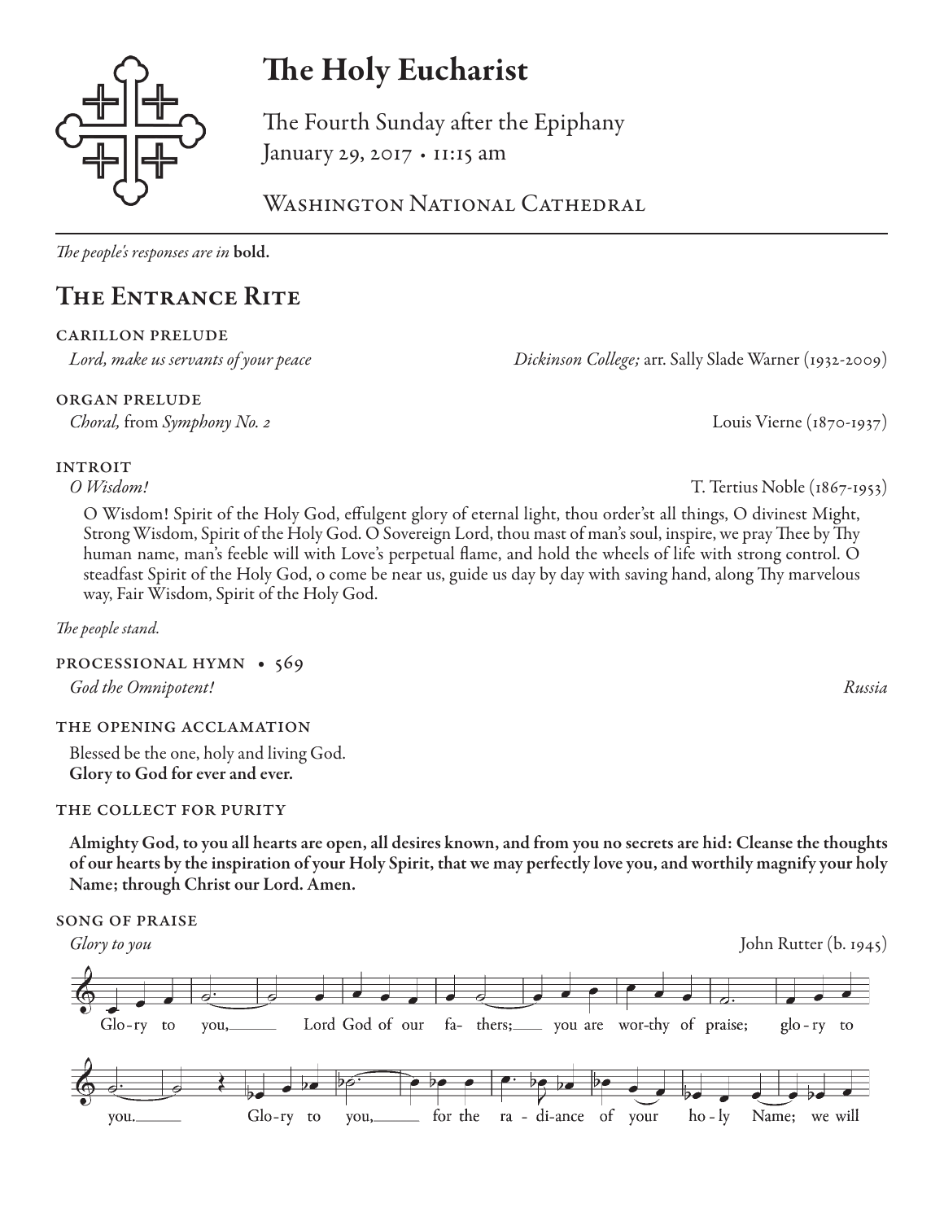# The Holy Eucharist

The Fourth Sunday after the Epiphany
January 29, 2017 • 11:15 am

Washington National Cathedral

*The people's responses are in* **bold.**

## The Entrance Rite

### carillon prelude

*Lord, make us servants of your peace* — *Dickinson College;* arr. Sally Slade Warner (1932-2009)

### organ prelude

*Choral,* from *Symphony No. 2* — Louis Vierne (1870-1937)

### introit

*O Wisdom!* — T. Tertius Noble (1867-1953)

O Wisdom! Spirit of the Holy God, effulgent glory of eternal light, thou order'st all things, O divinest Might, Strong Wisdom, Spirit of the Holy God. O Sovereign Lord, thou mast of man's soul, inspire, we pray Thee by Thy human name, man's feeble will with Love's perpetual flame, and hold the wheels of life with strong control. O steadfast Spirit of the Holy God, o come be near us, guide us day by day with saving hand, along Thy marvelous way, Fair Wisdom, Spirit of the Holy God.

*The people stand.*

### processional hymn • 569

*God the Omnipotent!* — *Russia*

### the opening acclamation

Blessed be the one, holy and living God.
**Glory to God for ever and ever.**

### the collect for purity

**Almighty God, to you all hearts are open, all desires known, and from you no secrets are hid: Cleanse the thoughts of our hearts by the inspiration of your Holy Spirit, that we may perfectly love you, and worthily magnify your holy Name; through Christ our Lord. Amen.**

### song of praise

*Glory to you* — John Rutter (b. 1945)

Glo-ry to you, Lord God of our fa- thers; you are wor-thy of praise; glo-ry to you. Glo-ry to you, for the ra - di-ance of your ho-ly Name; we will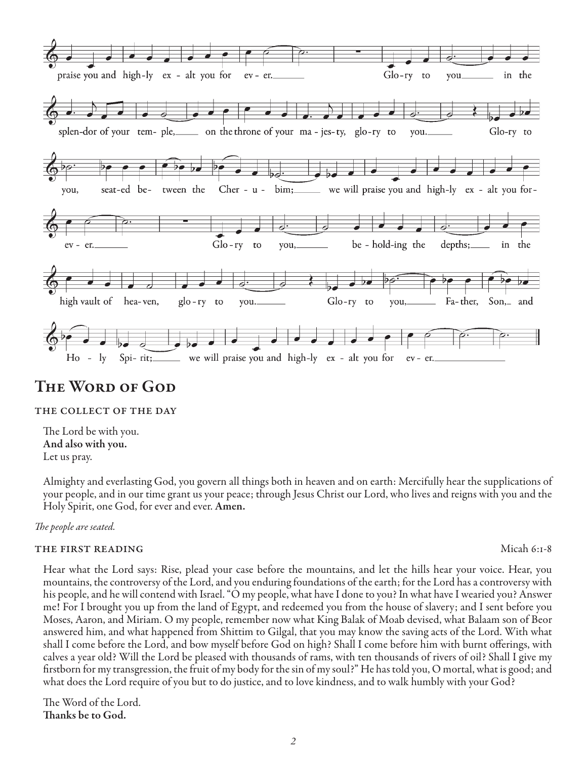praise you and high-ly ex - alt you for ev - er. Glo-ry to you in the splen-dor of your tem- ple, on the throne of your ma - jes-ty, glo-ry to you. Glo-ry to you, seat-ed be- tween the Cher - u - bim; we will praise you and high-ly ex - alt you for- ev - er. Glo-ry to you, be - hold-ing the depths; in the high vault of hea-ven, glo-ry to you. Glo-ry to you, Fa-ther, Son, and Ho - ly Spi- rit; we will praise you and high-ly ex - alt you for ev - er.

# The Word of God

### THE COLLECT OF THE DAY

The Lord be with you.
**And also with you.**
Let us pray.

Almighty and everlasting God, you govern all things both in heaven and on earth: Mercifully hear the supplications of your people, and in our time grant us your peace; through Jesus Christ our Lord, who lives and reigns with you and the Holy Spirit, one God, for ever and ever. **Amen.**

*The people are seated.*

### THE FIRST READING — Micah 6:1-8

Hear what the Lord says: Rise, plead your case before the mountains, and let the hills hear your voice. Hear, you mountains, the controversy of the Lord, and you enduring foundations of the earth; for the Lord has a controversy with his people, and he will contend with Israel. "O my people, what have I done to you? In what have I wearied you? Answer me! For I brought you up from the land of Egypt, and redeemed you from the house of slavery; and I sent before you Moses, Aaron, and Miriam. O my people, remember now what King Balak of Moab devised, what Balaam son of Beor answered him, and what happened from Shittim to Gilgal, that you may know the saving acts of the Lord. With what shall I come before the Lord, and bow myself before God on high? Shall I come before him with burnt offerings, with calves a year old? Will the Lord be pleased with thousands of rams, with ten thousands of rivers of oil? Shall I give my firstborn for my transgression, the fruit of my body for the sin of my soul?" He has told you, O mortal, what is good; and what does the Lord require of you but to do justice, and to love kindness, and to walk humbly with your God?

The Word of the Lord.
**Thanks be to God.**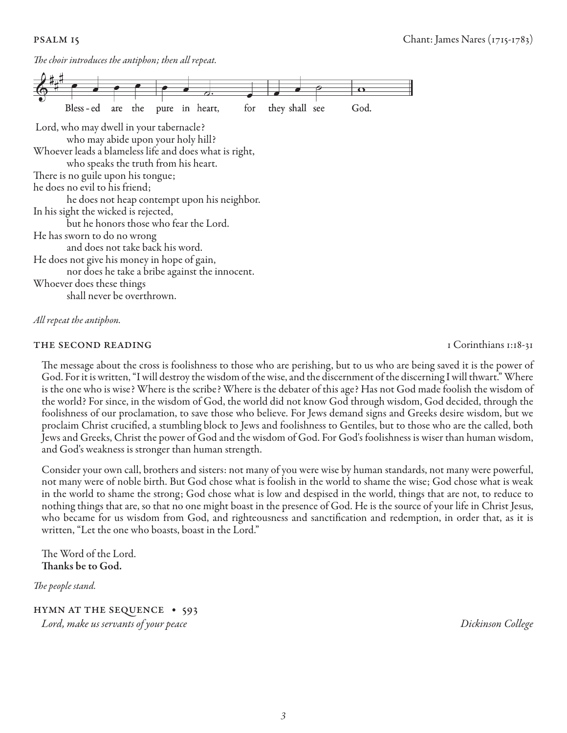**PSALM 15** Chant: James Nares (1715-1783)

*The choir introduces the antiphon; then all repeat.*

Bless-ed are the pure in heart, for they shall see God.

Lord, who may dwell in your tabernacle?
  who may abide upon your holy hill?
Whoever leads a blameless life and does what is right,
  who speaks the truth from his heart.
There is no guile upon his tongue;
he does no evil to his friend;
  he does not heap contempt upon his neighbor.
In his sight the wicked is rejected,
  but he honors those who fear the Lord.
He has sworn to do no wrong
  and does not take back his word.
He does not give his money in hope of gain,
  nor does he take a bribe against the innocent.
Whoever does these things
  shall never be overthrown.

*All repeat the antiphon.*

**THE SECOND READING** 1 Corinthians 1:18-31

The message about the cross is foolishness to those who are perishing, but to us who are being saved it is the power of God. For it is written, "I will destroy the wisdom of the wise, and the discernment of the discerning I will thwart." Where is the one who is wise? Where is the scribe? Where is the debater of this age? Has not God made foolish the wisdom of the world? For since, in the wisdom of God, the world did not know God through wisdom, God decided, through the foolishness of our proclamation, to save those who believe. For Jews demand signs and Greeks desire wisdom, but we proclaim Christ crucified, a stumbling block to Jews and foolishness to Gentiles, but to those who are the called, both Jews and Greeks, Christ the power of God and the wisdom of God. For God's foolishness is wiser than human wisdom, and God's weakness is stronger than human strength.

Consider your own call, brothers and sisters: not many of you were wise by human standards, not many were powerful, not many were of noble birth. But God chose what is foolish in the world to shame the wise; God chose what is weak in the world to shame the strong; God chose what is low and despised in the world, things that are not, to reduce to nothing things that are, so that no one might boast in the presence of God. He is the source of your life in Christ Jesus, who became for us wisdom from God, and righteousness and sanctification and redemption, in order that, as it is written, "Let the one who boasts, boast in the Lord."

The Word of the Lord.
**Thanks be to God.**

*The people stand.*

**HYMN AT THE SEQUENCE • 593**
*Lord, make us servants of your peace* *Dickinson College*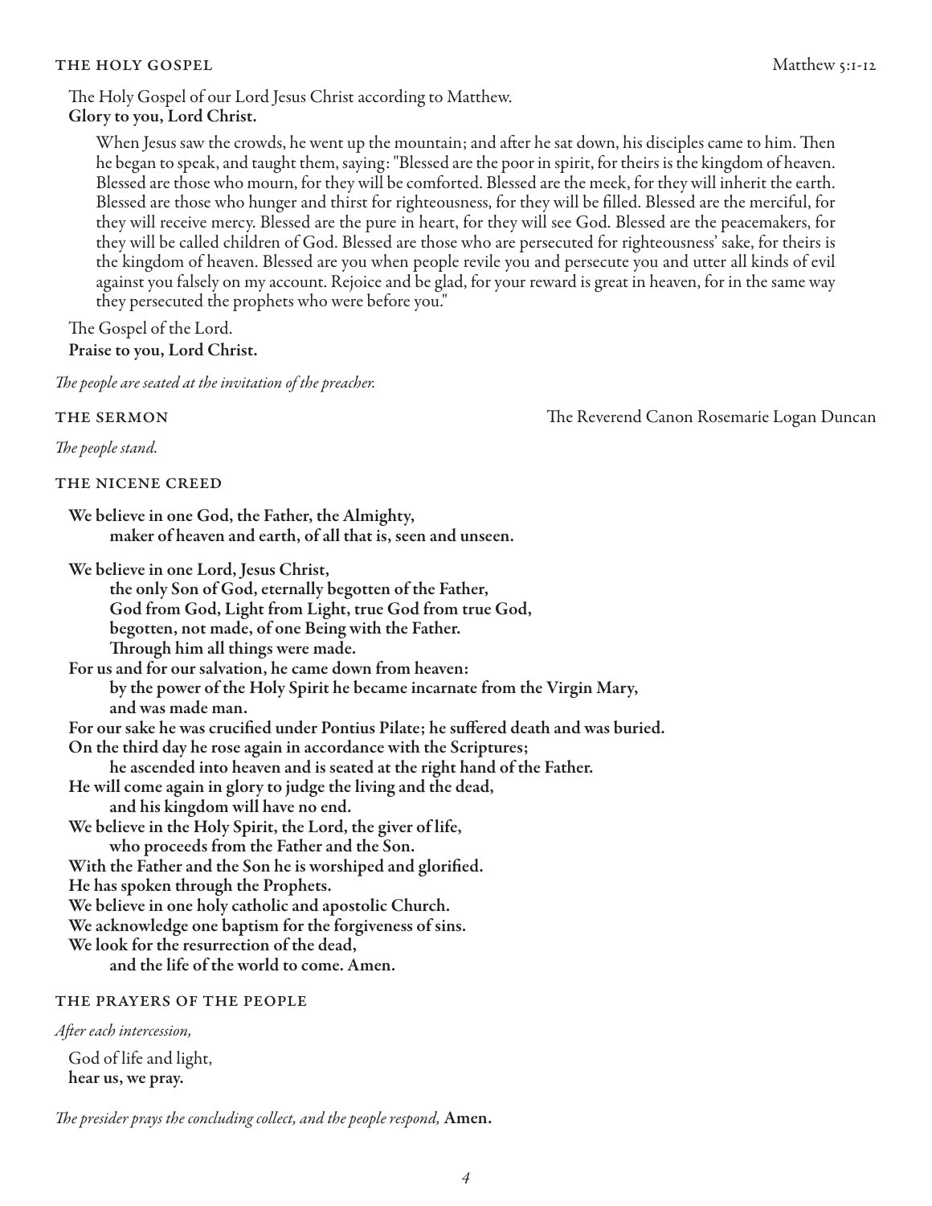## THE HOLY GOSPEL Matthew 5:1-12

The Holy Gospel of our Lord Jesus Christ according to Matthew.
**Glory to you, Lord Christ.**

When Jesus saw the crowds, he went up the mountain; and after he sat down, his disciples came to him. Then he began to speak, and taught them, saying: "Blessed are the poor in spirit, for theirs is the kingdom of heaven. Blessed are those who mourn, for they will be comforted. Blessed are the meek, for they will inherit the earth. Blessed are those who hunger and thirst for righteousness, for they will be filled. Blessed are the merciful, for they will receive mercy. Blessed are the pure in heart, for they will see God. Blessed are the peacemakers, for they will be called children of God. Blessed are those who are persecuted for righteousness' sake, for theirs is the kingdom of heaven. Blessed are you when people revile you and persecute you and utter all kinds of evil against you falsely on my account. Rejoice and be glad, for your reward is great in heaven, for in the same way they persecuted the prophets who were before you."

The Gospel of the Lord.
**Praise to you, Lord Christ.**

*The people are seated at the invitation of the preacher.*

## THE SERMON The Reverend Canon Rosemarie Logan Duncan

*The people stand.*

## THE NICENE CREED

**We believe in one God, the Father, the Almighty,**
**maker of heaven and earth, of all that is, seen and unseen.**

**We believe in one Lord, Jesus Christ,**
**the only Son of God, eternally begotten of the Father,**
**God from God, Light from Light, true God from true God,**
**begotten, not made, of one Being with the Father.**
**Through him all things were made.**
**For us and for our salvation, he came down from heaven:**
**by the power of the Holy Spirit he became incarnate from the Virgin Mary,**
**and was made man.**
**For our sake he was crucified under Pontius Pilate; he suffered death and was buried.**
**On the third day he rose again in accordance with the Scriptures;**
**he ascended into heaven and is seated at the right hand of the Father.**
**He will come again in glory to judge the living and the dead,**
**and his kingdom will have no end.**
**We believe in the Holy Spirit, the Lord, the giver of life,**
**who proceeds from the Father and the Son.**
**With the Father and the Son he is worshiped and glorified.**
**He has spoken through the Prophets.**
**We believe in one holy catholic and apostolic Church.**
**We acknowledge one baptism for the forgiveness of sins.**
**We look for the resurrection of the dead,**
**and the life of the world to come. Amen.**

## THE PRAYERS OF THE PEOPLE

*After each intercession,*

God of life and light,
**hear us, we pray.**

*The presider prays the concluding collect, and the people respond,* **Amen.**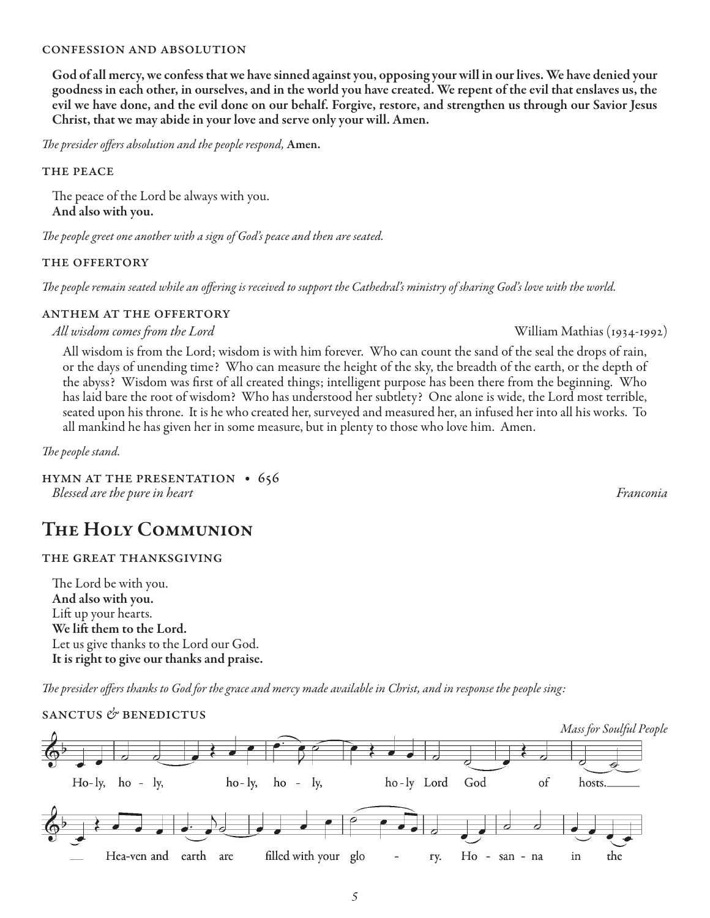#### CONFESSION AND ABSOLUTION

**God of all mercy, we confess that we have sinned against you, opposing your will in our lives. We have denied your goodness in each other, in ourselves, and in the world you have created. We repent of the evil that enslaves us, the evil we have done, and the evil done on our behalf. Forgive, restore, and strengthen us through our Savior Jesus Christ, that we may abide in your love and serve only your will. Amen.**

*The presider offers absolution and the people respond,* **Amen.**

#### THE PEACE

The peace of the Lord be always with you.
**And also with you.**

*The people greet one another with a sign of God's peace and then are seated.*

#### THE OFFERTORY

*The people remain seated while an offering is received to support the Cathedral's ministry of sharing God's love with the world.*

#### ANTHEM AT THE OFFERTORY

*All wisdom comes from the Lord* — William Mathias (1934-1992)

All wisdom is from the Lord; wisdom is with him forever. Who can count the sand of the seal the drops of rain, or the days of unending time? Who can measure the height of the sky, the breadth of the earth, or the depth of the abyss? Wisdom was first of all created things; intelligent purpose has been there from the beginning. Who has laid bare the root of wisdom? Who has understood her subtlety? One alone is wide, the Lord most terrible, seated upon his throne. It is he who created her, surveyed and measured her, an infused her into all his works. To all mankind he has given her in some measure, but in plenty to those who love him. Amen.

*The people stand.*

#### HYMN AT THE PRESENTATION • 656

*Blessed are the pure in heart* — *Franconia*

## The Holy Communion

#### THE GREAT THANKSGIVING

The Lord be with you.
**And also with you.**
Lift up your hearts.
**We lift them to the Lord.**
Let us give thanks to the Lord our God.
**It is right to give our thanks and praise.**

*The presider offers thanks to God for the grace and mercy made available in Christ, and in response the people sing:*

#### SANCTUS & BENEDICTUS

*Mass for Soulful People*

Ho-ly, ho - ly, ho-ly, ho - ly, ho-ly Lord God of hosts. Hea-ven and earth are filled with your glo - ry. Ho - san - na in the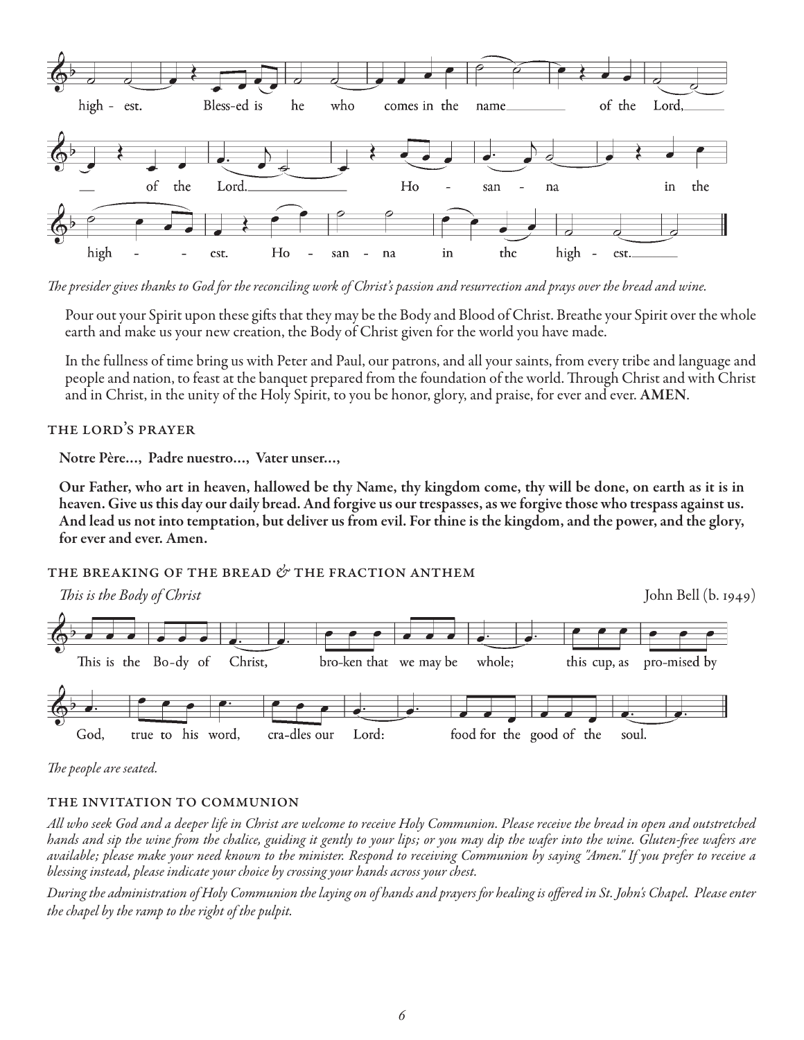high - est. Bless-ed is he who comes in the name of the Lord, of the Lord. Ho - san - na in the high - est. Ho - san - na in the high - est.

*The presider gives thanks to God for the reconciling work of Christ's passion and resurrection and prays over the bread and wine.*

Pour out your Spirit upon these gifts that they may be the Body and Blood of Christ. Breathe your Spirit over the whole earth and make us your new creation, the Body of Christ given for the world you have made.

In the fullness of time bring us with Peter and Paul, our patrons, and all your saints, from every tribe and language and people and nation, to feast at the banquet prepared from the foundation of the world. Through Christ and with Christ and in Christ, in the unity of the Holy Spirit, to you be honor, glory, and praise, for ever and ever. **AMEN**.

## THE LORD'S PRAYER

**Notre Père..., Padre nuestro..., Vater unser...,**

**Our Father, who art in heaven, hallowed be thy Name, thy kingdom come, thy will be done, on earth as it is in heaven. Give us this day our daily bread. And forgive us our trespasses, as we forgive those who trespass against us. And lead us not into temptation, but deliver us from evil. For thine is the kingdom, and the power, and the glory, for ever and ever. Amen.**

## THE BREAKING OF THE BREAD *&* THE FRACTION ANTHEM

*This is the Body of Christ* — John Bell (b. 1949)

This is the Bo-dy of Christ, bro-ken that we may be whole; this cup, as pro-mised by God, true to his word, cra-dles our Lord: food for the good of the soul.

*The people are seated.*

## THE INVITATION TO COMMUNION

*All who seek God and a deeper life in Christ are welcome to receive Holy Communion. Please receive the bread in open and outstretched hands and sip the wine from the chalice, guiding it gently to your lips; or you may dip the wafer into the wine. Gluten-free wafers are available; please make your need known to the minister. Respond to receiving Communion by saying "Amen." If you prefer to receive a blessing instead, please indicate your choice by crossing your hands across your chest.*

*During the administration of Holy Communion the laying on of hands and prayers for healing is offered in St. John's Chapel. Please enter the chapel by the ramp to the right of the pulpit.*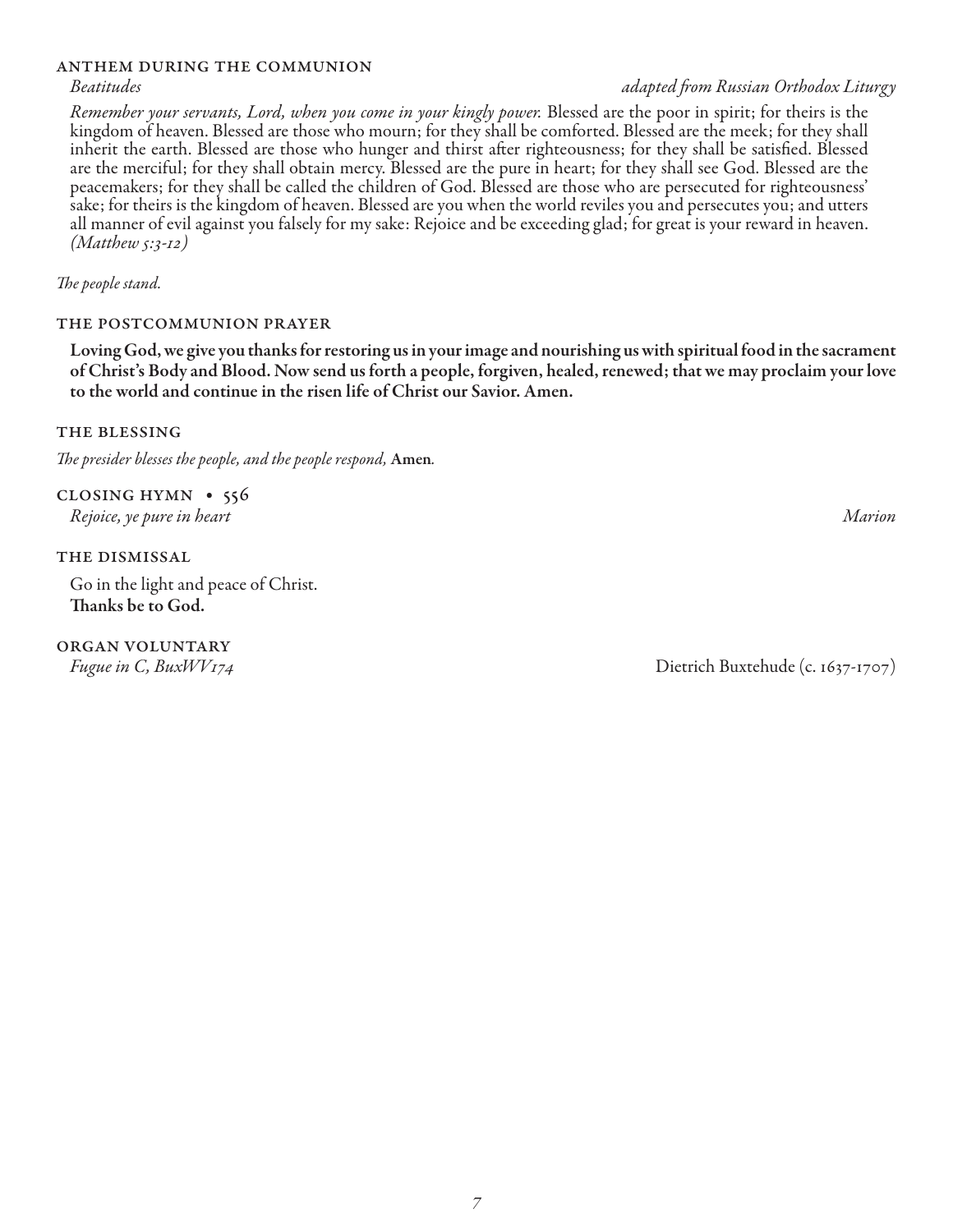### ANTHEM DURING THE COMMUNION

*Beatitudes* — *adapted from Russian Orthodox Liturgy*

*Remember your servants, Lord, when you come in your kingly power.* Blessed are the poor in spirit; for theirs is the kingdom of heaven. Blessed are those who mourn; for they shall be comforted. Blessed are the meek; for they shall inherit the earth. Blessed are those who hunger and thirst after righteousness; for they shall be satisfied. Blessed are the merciful; for they shall obtain mercy. Blessed are the pure in heart; for they shall see God. Blessed are the peacemakers; for they shall be called the children of God. Blessed are those who are persecuted for righteousness' sake; for theirs is the kingdom of heaven. Blessed are you when the world reviles you and persecutes you; and utters all manner of evil against you falsely for my sake: Rejoice and be exceeding glad; for great is your reward in heaven. *(Matthew 5:3-12)*

*The people stand.*

### THE POSTCOMMUNION PRAYER

**Loving God, we give you thanks for restoring us in your image and nourishing us with spiritual food in the sacrament of Christ's Body and Blood. Now send us forth a people, forgiven, healed, renewed; that we may proclaim your love to the world and continue in the risen life of Christ our Savior. Amen.**

### THE BLESSING

*The presider blesses the people, and the people respond,* **Amen***.*

### CLOSING HYMN • 556

*Rejoice, ye pure in heart* — *Marion*

### THE DISMISSAL

Go in the light and peace of Christ.
**Thanks be to God.**

### ORGAN VOLUNTARY

*Fugue in C, BuxWV174* — Dietrich Buxtehude (c. 1637-1707)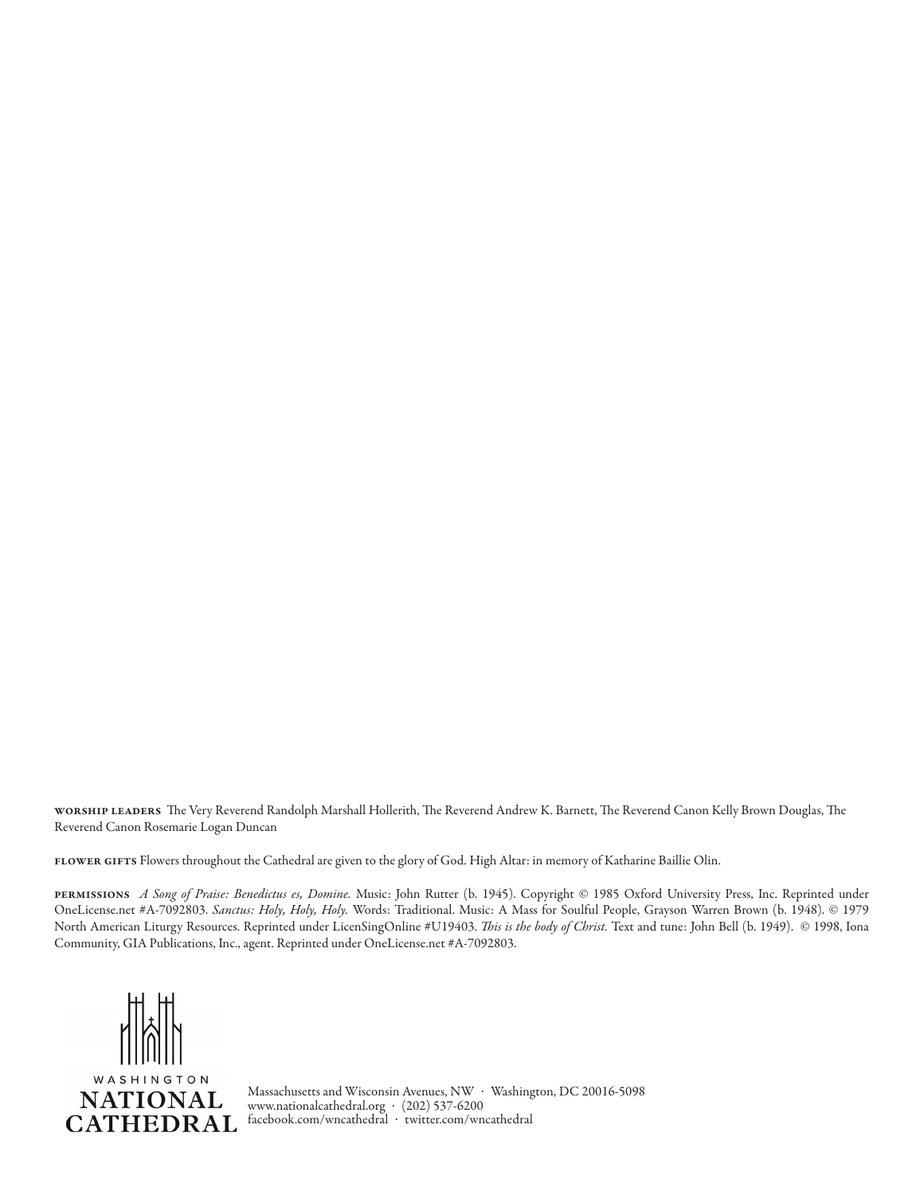**WORSHIP LEADERS** The Very Reverend Randolph Marshall Hollerith, The Reverend Andrew K. Barnett, The Reverend Canon Kelly Brown Douglas, The Reverend Canon Rosemarie Logan Duncan

**FLOWER GIFTS** Flowers throughout the Cathedral are given to the glory of God. High Altar: in memory of Katharine Baillie Olin.

**PERMISSIONS** *A Song of Praise: Benedictus es, Domine.* Music: John Rutter (b. 1945). Copyright © 1985 Oxford University Press, Inc. Reprinted under OneLicense.net #A-7092803. *Sanctus: Holy, Holy, Holy.* Words: Traditional. Music: A Mass for Soulful People, Grayson Warren Brown (b. 1948). © 1979 North American Liturgy Resources. Reprinted under LicenSingOnline #U19403. *This is the body of Christ.* Text and tune: John Bell (b. 1949). © 1998, Iona Community, GIA Publications, Inc., agent. Reprinted under OneLicense.net #A-7092803.

WASHINGTON
NATIONAL
CATHEDRAL

Massachusetts and Wisconsin Avenues, NW · Washington, DC 20016-5098
www.nationalcathedral.org · (202) 537-6200
facebook.com/wncathedral · twitter.com/wncathedral